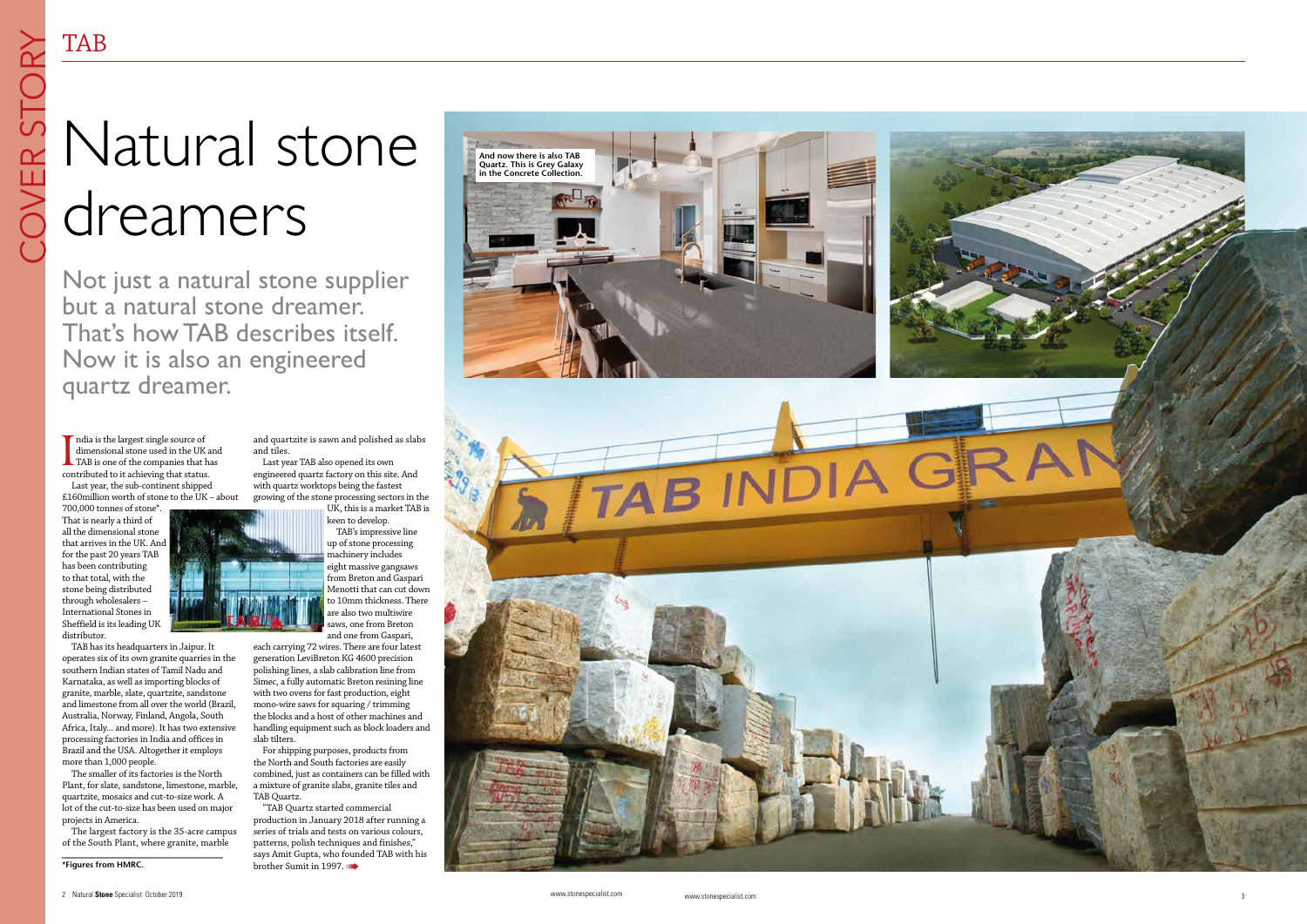# Natural stone dreamers

## Not just a natural stone supplier but a natural stone dreamer. That's how TAB describes itself. Now it is also an engineered quartz dreamer.

India is the largest single source of dimensional stone used in the UK and TAB is one of the companies that has contributed to it achieving that status.

Last year, the sub-continent shipped £160million worth of stone to the UK – about 700,000 tonnes of stone*. That is nearly a third of all the dimensional stone that arrives in the UK. And for the past 20 years TAB has been contributing to that total, with the stone being distributed through wholesalers – International Stones in Sheffield is its leading UK distributor.

TAB has its headquarters in Jaipur. It operates six of its own granite quarries in the southern Indian states of Tamil Nadu and Karnataka, as well as importing blocks of granite, marble, slate, quartzite, sandstone and limestone from all over the world (Brazil, Australia, Norway, Finland, Angola, South Africa, Italy... and more). It has two extensive processing factories in India and offices in Brazil and the USA. Altogether it employs more than 1,000 people.

The smaller of its factories is the North Plant, for slate, sandstone, limestone, marble, quartzite, mosaics and cut-to-size work. A lot of the cut-to-size has been used on major projects in America.

The largest factory is the 35-acre campus of the South Plant, where granite, marble and quartzite is sawn and polished as slabs and tiles.

Last year TAB also opened its own engineered quartz factory on this site. And with quartz worktops being the fastest growing of the stone processing sectors in the UK, this is a market TAB is keen to develop.

TAB's impressive line up of stone processing machinery includes eight massive gangsaws from Breton and Gaspari Menotti that can cut down to 10mm thickness. There are also two multiwire saws, one from Breton and one from Gaspari, each carrying 72 wires. There are four latest generation LeviBreton KG 4600 precision polishing lines, a slab calibration line from Simec, a fully automatic Breton resining line with two ovens for fast production, eight mono-wire saws for squaring / trimming the blocks and a host of other machines and handling equipment such as block loaders and slab tilters.

For shipping purposes, products from the North and South factories are easily combined, just as containers can be filled with a mixture of granite slabs, granite tiles and TAB Quartz.

"TAB Quartz started commercial production in January 2018 after running a series of trials and tests on various colours, patterns, polish techniques and finishes," says Amit Gupta, who founded TAB with his brother Sumit in 1997.

*Figures from HMRC.

And now there is also TAB Quartz. This is Grey Galaxy in the Concrete Collection.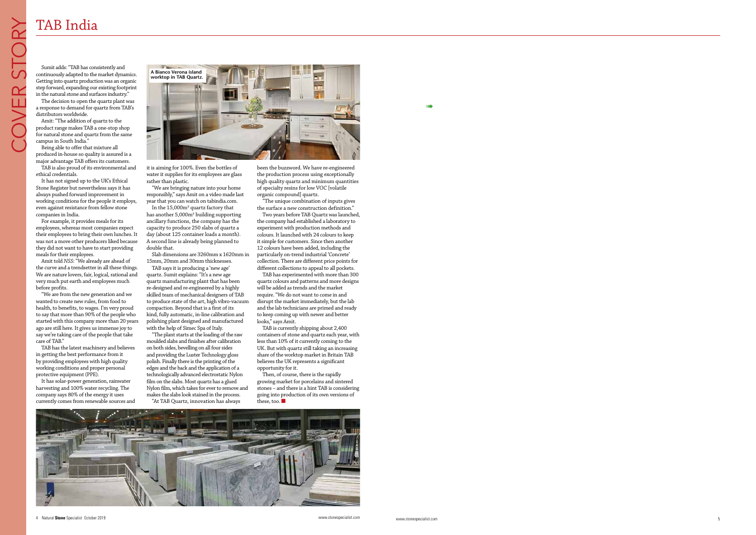# TAB India

Sumit adds: "TAB has consistently and continuously adapted to the market dynamics. Getting into quartz production was an organic step forward, expanding our existing footprint in the natural stone and surfaces industry."

The decision to open the quartz plant was a response to demand for quartz from TAB's distributors worldwide.

Amit: "The addition of quartz to the product range makes TAB a one-stop shop for natural stone and quartz from the same campus in South India."

Being able to offer that mixture all produced in-house so quality is assured is a major advantage TAB offers its customers.

TAB is also proud of its environmental and ethical credentials.

It has not signed up to the UK's Ethical Stone Register but nevertheless says it has always pushed forward improvement in working conditions for the people it employs, even against resistance from fellow stone companies in India.

For example, it provides meals for its employees, whereas most companies expect their employees to bring their own lunches. It was not a move other producers liked because they did not want to have to start providing meals for their employees.

Amit told *NSS*: "We already are ahead of the curve and a trendsetter in all these things. We are nature lovers, fair, logical, rational and very much put earth and employees much before profits.

"We are from the new generation and we wanted to create new rules, from food to health, to benefits, to wages. I'm very proud to say that more than 90% of the people who started with this company more than 20 years ago are still here. It gives us immense joy to say we're taking care of the people that take care of TAB."

TAB has the latest machinery and believes in getting the best performance from it by providing employees with high quality working conditions and proper personal protective equipment (PPE).

It has solar-power generation, rainwater harvesting and 100% water recycling. The company says 80% of the energy it uses currently comes from renewable sources and it is aiming for 100%. Even the bottles of water it supplies for its employees are glass rather than plastic.

A Bianco Verona island worktop in TAB Quartz.

"We are bringing nature into your home responsibly," says Amit on a video made last year that you can watch on tabindia.com.

In the 15,000m² quartz factory that has another 5,000m² building supporting ancillary functions, the company has the capacity to produce 250 slabs of quartz a day (about 125 container loads a month). A second line is already being planned to double that.

Slab dimensions are 3260mm x 1620mm in 15mm, 20mm and 30mm thicknesses.

TAB says it is producing a 'new age' quartz. Sumit explains: "It's a new age quartz manufacturing plant that has been re-designed and re-engineered by a highly skilled team of mechanical designers of TAB to produce state of the art, high vibro-vacuum compaction. Beyond that is a first of its kind, fully automatic, in-line calibration and polishing plant designed and manufactured with the help of Simec Spa of Italy.

"The plant starts at the loading of the raw moulded slabs and finishes after calibration on both sides, bevelling on all four sides and providing the Luster Technology gloss polish. Finally there is the printing of the edges and the back and the application of a technologically advanced electrostatic Nylon film on the slabs. Most quartz has a glued Nylon film, which takes for ever to remove and makes the slabs look stained in the process.

"At TAB Quartz, innovation has always been the buzzword. We have re-engineered the production process using exceptionally high quality quartz and minimum quantities of specialty resins for low VOC [volatile organic compound] quartz.

"The unique combination of inputs gives the surface a new construction definition."

Two years before TAB Quartz was launched, the company had established a laboratory to experiment with production methods and colours. It launched with 24 colours to keep it simple for customers. Since then another 12 colours have been added, including the particularly on-trend industrial 'Concrete' collection. There are different price points for different collections to appeal to all pockets.

TAB has experimented with more than 300 quartz colours and patterns and more designs will be added as trends and the market require. "We do not want to come in and disrupt the market immediately, but the lab and the lab technicians are primed and ready to keep coming up with newer and better looks," says Amit.

TAB is currently shipping about 2,400 containers of stone and quartz each year, with less than 10% of it currently coming to the UK. But with quartz still taking an increasing share of the worktop market in Britain TAB believes the UK represents a significant opportunity for it.

Then, of course, there is the rapidly growing market for porcelains and sintered stones – and there is a hint TAB is considering going into production of its own versions of these, too. ■